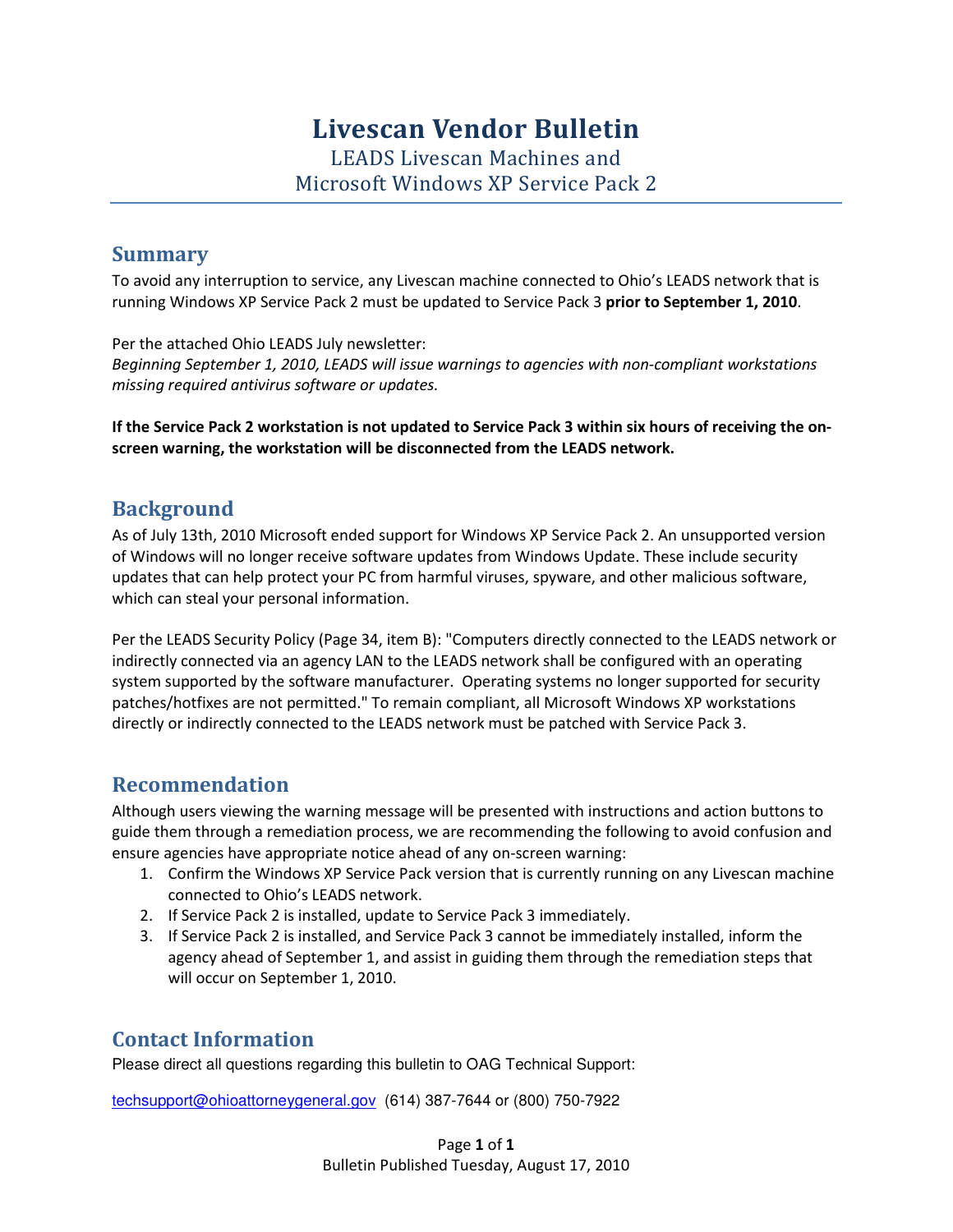# Livescan Vendor Bulletin

LEADS Livescan Machines and
Microsoft Windows XP Service Pack 2

## Summary

To avoid any interruption to service, any Livescan machine connected to Ohio's LEADS network that is running Windows XP Service Pack 2 must be updated to Service Pack 3 **prior to September 1, 2010**.

Per the attached Ohio LEADS July newsletter:
*Beginning September 1, 2010, LEADS will issue warnings to agencies with non-compliant workstations missing required antivirus software or updates.*

**If the Service Pack 2 workstation is not updated to Service Pack 3 within six hours of receiving the on-screen warning, the workstation will be disconnected from the LEADS network.**

## Background

As of July 13th, 2010 Microsoft ended support for Windows XP Service Pack 2. An unsupported version of Windows will no longer receive software updates from Windows Update. These include security updates that can help protect your PC from harmful viruses, spyware, and other malicious software, which can steal your personal information.

Per the LEADS Security Policy (Page 34, item B): "Computers directly connected to the LEADS network or indirectly connected via an agency LAN to the LEADS network shall be configured with an operating system supported by the software manufacturer. Operating systems no longer supported for security patches/hotfixes are not permitted." To remain compliant, all Microsoft Windows XP workstations directly or indirectly connected to the LEADS network must be patched with Service Pack 3.

## Recommendation

Although users viewing the warning message will be presented with instructions and action buttons to guide them through a remediation process, we are recommending the following to avoid confusion and ensure agencies have appropriate notice ahead of any on-screen warning:

1. Confirm the Windows XP Service Pack version that is currently running on any Livescan machine connected to Ohio's LEADS network.
2. If Service Pack 2 is installed, update to Service Pack 3 immediately.
3. If Service Pack 2 is installed, and Service Pack 3 cannot be immediately installed, inform the agency ahead of September 1, and assist in guiding them through the remediation steps that will occur on September 1, 2010.

## Contact Information

Please direct all questions regarding this bulletin to OAG Technical Support:

techsupport@ohioattorneygeneral.gov (614) 387-7644 or (800) 750-7922

Bulletin Published Tuesday, August 17, 2010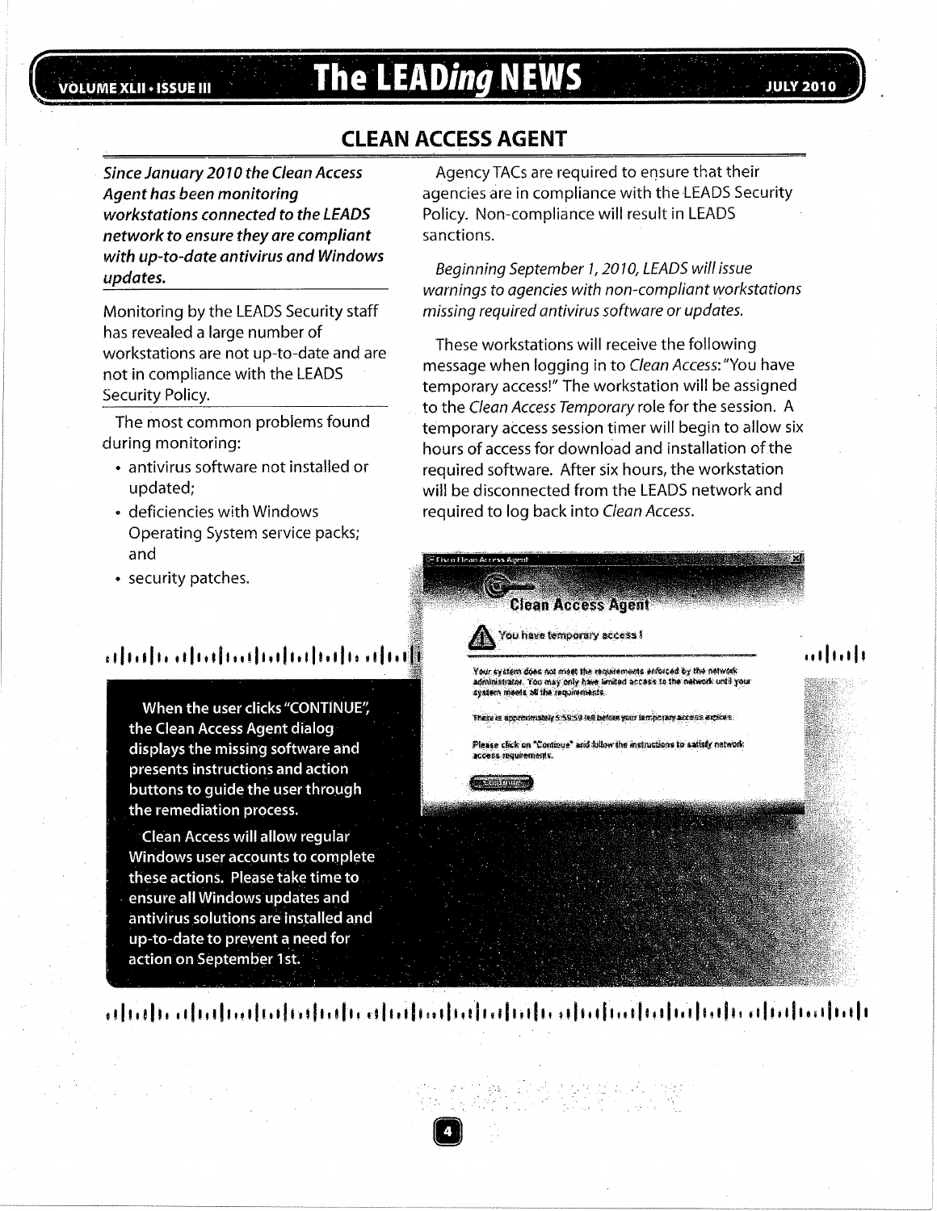## CLEAN ACCESS AGENT

***Since January 2010 the Clean Access Agent has been monitoring workstations connected to the LEADS network to ensure they are compliant with up-to-date antivirus and Windows updates.***

Monitoring by the LEADS Security staff has revealed a large number of workstations are not up-to-date and are not in compliance with the LEADS Security Policy.

The most common problems found during monitoring:

- antivirus software not installed or updated;
- deficiencies with Windows Operating System service packs; and
- security patches.

Agency TACs are required to ensure that their agencies are in compliance with the LEADS Security Policy. Non-compliance will result in LEADS sanctions.

*Beginning September 1, 2010, LEADS will issue warnings to agencies with non-compliant workstations missing required antivirus software or updates.*

These workstations will receive the following message when logging in to *Clean Access*: "You have temporary access!" The workstation will be assigned to the *Clean Access Temporary* role for the session. A temporary access session timer will begin to allow six hours of access for download and installation of the required software. After six hours, the workstation will be disconnected from the LEADS network and required to log back into *Clean Access*.

When the user clicks "CONTINUE", the Clean Access Agent dialog displays the missing software and presents instructions and action buttons to guide the user through the remediation process.

Clean Access will allow regular Windows user accounts to complete these actions. Please take time to ensure all Windows updates and antivirus solutions are installed and up-to-date to prevent a need for action on September 1st.